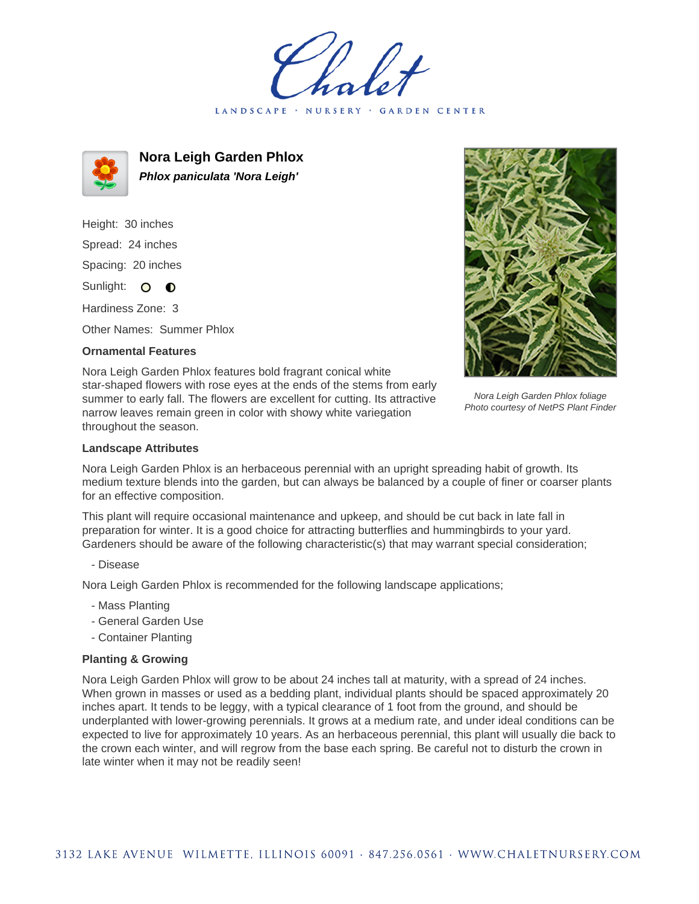# Nora Leigh Garden Phlox

***Phlox paniculata 'Nora Leigh'***

Height: 30 inches

Spread: 24 inches

Spacing: 20 inches

Sunlight: ○ ◐

Hardiness Zone: 3

Other Names: Summer Phlox

### Ornamental Features

Nora Leigh Garden Phlox features bold fragrant conical white star-shaped flowers with rose eyes at the ends of the stems from early summer to early fall. The flowers are excellent for cutting. Its attractive narrow leaves remain green in color with showy white variegation throughout the season.

*Nora Leigh Garden Phlox foliage*
*Photo courtesy of NetPS Plant Finder*

### Landscape Attributes

Nora Leigh Garden Phlox is an herbaceous perennial with an upright spreading habit of growth. Its medium texture blends into the garden, but can always be balanced by a couple of finer or coarser plants for an effective composition.

This plant will require occasional maintenance and upkeep, and should be cut back in late fall in preparation for winter. It is a good choice for attracting butterflies and hummingbirds to your yard. Gardeners should be aware of the following characteristic(s) that may warrant special consideration;

- Disease

Nora Leigh Garden Phlox is recommended for the following landscape applications;

- Mass Planting
- General Garden Use
- Container Planting

### Planting & Growing

Nora Leigh Garden Phlox will grow to be about 24 inches tall at maturity, with a spread of 24 inches. When grown in masses or used as a bedding plant, individual plants should be spaced approximately 20 inches apart. It tends to be leggy, with a typical clearance of 1 foot from the ground, and should be underplanted with lower-growing perennials. It grows at a medium rate, and under ideal conditions can be expected to live for approximately 10 years. As an herbaceous perennial, this plant will usually die back to the crown each winter, and will regrow from the base each spring. Be careful not to disturb the crown in late winter when it may not be readily seen!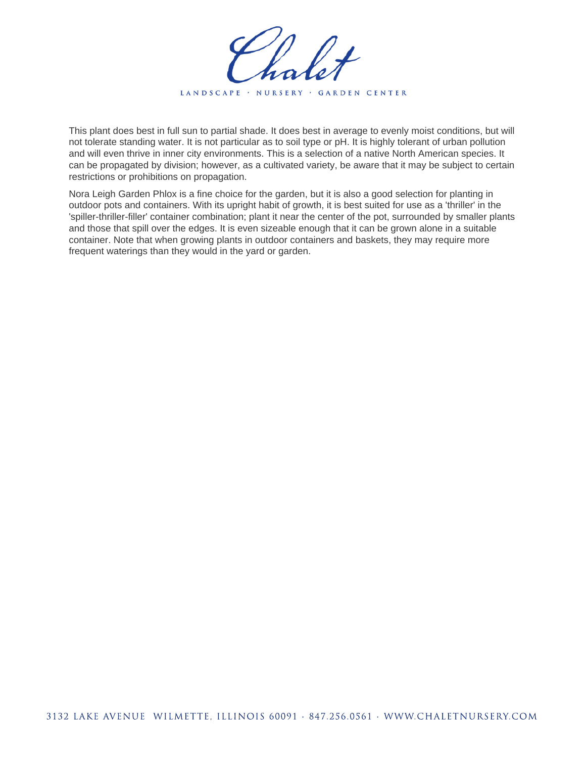This plant does best in full sun to partial shade. It does best in average to evenly moist conditions, but will not tolerate standing water. It is not particular as to soil type or pH. It is highly tolerant of urban pollution and will even thrive in inner city environments. This is a selection of a native North American species. It can be propagated by division; however, as a cultivated variety, be aware that it may be subject to certain restrictions or prohibitions on propagation.

Nora Leigh Garden Phlox is a fine choice for the garden, but it is also a good selection for planting in outdoor pots and containers. With its upright habit of growth, it is best suited for use as a 'thriller' in the 'spiller-thriller-filler' container combination; plant it near the center of the pot, surrounded by smaller plants and those that spill over the edges. It is even sizeable enough that it can be grown alone in a suitable container. Note that when growing plants in outdoor containers and baskets, they may require more frequent waterings than they would in the yard or garden.